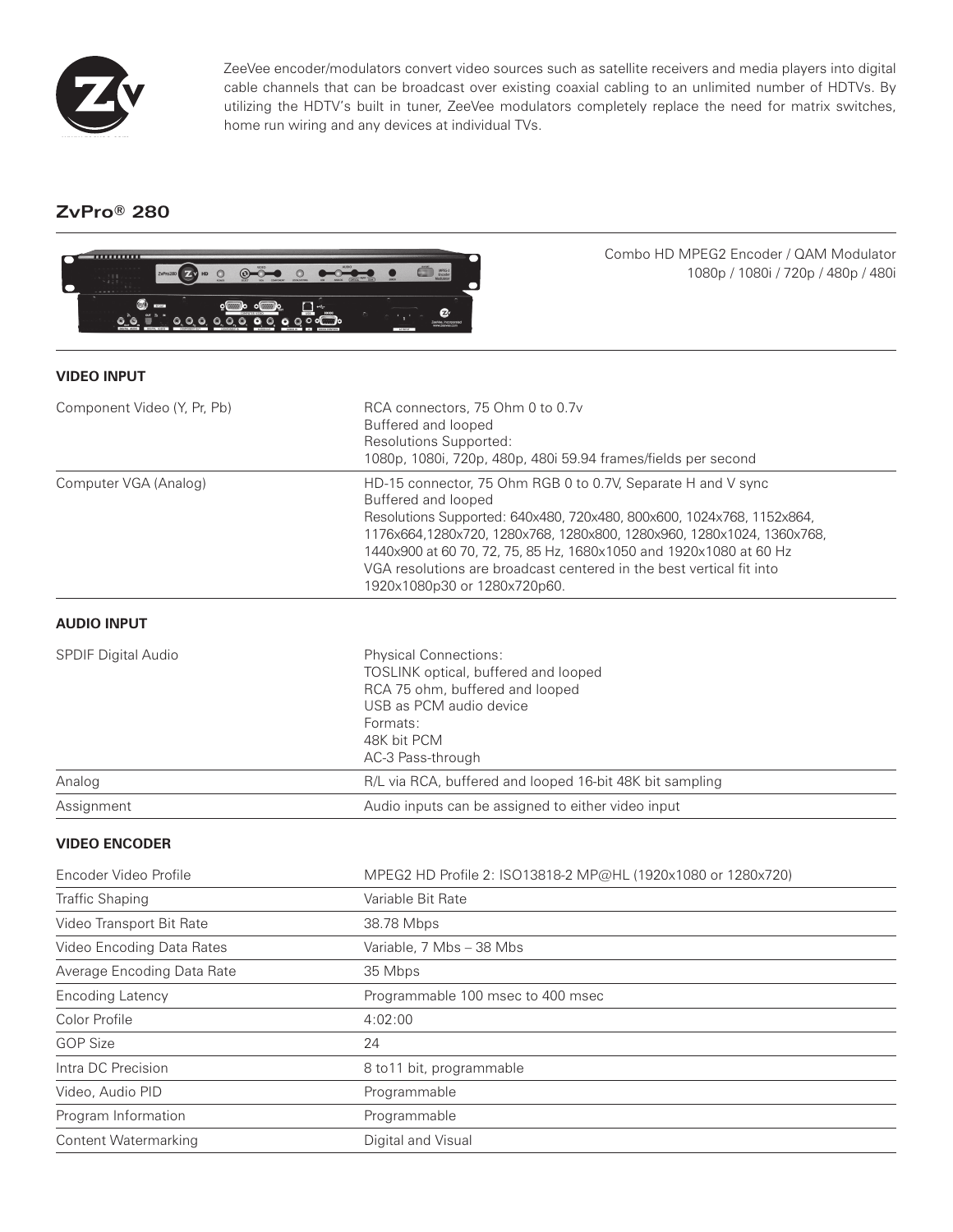ZeeVee encoder/modulators convert video sources such as satellite receivers and media players into digital cable channels that can be broadcast over existing coaxial cabling to an unlimited number of HDTVs. By utilizing the HDTV's built in tuner, ZeeVee modulators completely replace the need for matrix switches, home run wiring and any devices at individual TVs.

## ZvPro® 280

Combo HD MPEG2 Encoder / QAM Modulator
1080p / 1080i / 720p / 480p / 480i

### VIDEO INPUT

| | |
|---|---|
| Component Video (Y, Pr, Pb) | RCA connectors, 75 Ohm 0 to 0.7v<br>Buffered and looped<br>Resolutions Supported:<br>1080p, 1080i, 720p, 480p, 480i 59.94 frames/fields per second |
| Computer VGA (Analog) | HD-15 connector, 75 Ohm RGB 0 to 0.7V, Separate H and V sync<br>Buffered and looped<br>Resolutions Supported: 640x480, 720x480, 800x600, 1024x768, 1152x864, 1176x664,1280x720, 1280x768, 1280x800, 1280x960, 1280x1024, 1360x768, 1440x900 at 60 70, 72, 75, 85 Hz, 1680x1050 and 1920x1080 at 60 Hz<br>VGA resolutions are broadcast centered in the best vertical fit into 1920x1080p30 or 1280x720p60. |

### AUDIO INPUT

| | |
|---|---|
| SPDIF Digital Audio | Physical Connections:<br>TOSLINK optical, buffered and looped<br>RCA 75 ohm, buffered and looped<br>USB as PCM audio device<br>Formats:<br>48K bit PCM<br>AC-3 Pass-through |
| Analog | R/L via RCA, buffered and looped 16-bit 48K bit sampling |
| Assignment | Audio inputs can be assigned to either video input |

### VIDEO ENCODER

| | |
|---|---|
| Encoder Video Profile | MPEG2 HD Profile 2: ISO13818-2 MP@HL (1920x1080 or 1280x720) |
| Traffic Shaping | Variable Bit Rate |
| Video Transport Bit Rate | 38.78 Mbps |
| Video Encoding Data Rates | Variable, 7 Mbs – 38 Mbs |
| Average Encoding Data Rate | 35 Mbps |
| Encoding Latency | Programmable 100 msec to 400 msec |
| Color Profile | 4:02:00 |
| GOP Size | 24 |
| Intra DC Precision | 8 to11 bit, programmable |
| Video, Audio PID | Programmable |
| Program Information | Programmable |
| Content Watermarking | Digital and Visual |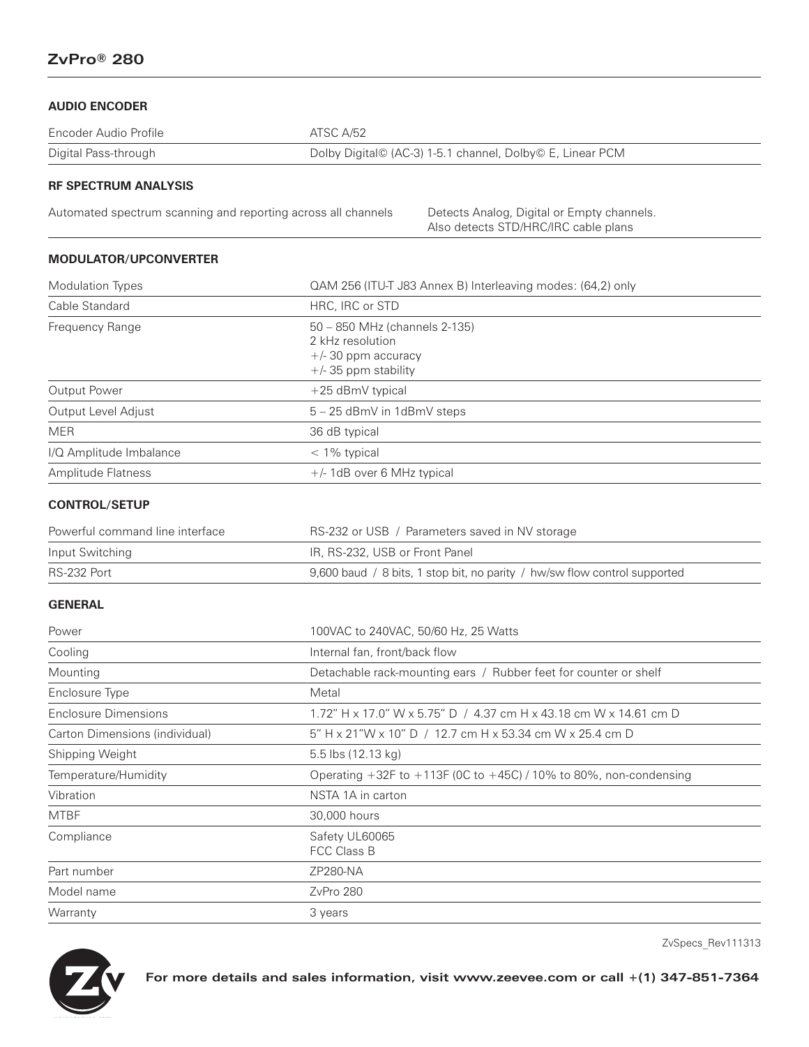## ZvPro® 280

### AUDIO ENCODER

| | |
|---|---|
| Encoder Audio Profile | ATSC A/52 |
| Digital Pass-through | Dolby Digital© (AC-3) 1-5.1 channel, Dolby© E, Linear PCM |

### RF SPECTRUM ANALYSIS

| | |
|---|---|
| Automated spectrum scanning and reporting across all channels | Detects Analog, Digital or Empty channels. Also detects STD/HRC/IRC cable plans |

### MODULATOR/UPCONVERTER

| | |
|---|---|
| Modulation Types | QAM 256 (ITU-T J83 Annex B) Interleaving modes: (64,2) only |
| Cable Standard | HRC, IRC or STD |
| Frequency Range | 50 – 850 MHz (channels 2-135)<br>2 kHz resolution<br>+/- 30 ppm accuracy<br>+/- 35 ppm stability |
| Output Power | +25 dBmV typical |
| Output Level Adjust | 5 – 25 dBmV in 1dBmV steps |
| MER | 36 dB typical |
| I/Q Amplitude Imbalance | < 1% typical |
| Amplitude Flatness | +/- 1dB over 6 MHz typical |

### CONTROL/SETUP

| | |
|---|---|
| Powerful command line interface | RS-232 or USB / Parameters saved in NV storage |
| Input Switching | IR, RS-232, USB or Front Panel |
| RS-232 Port | 9,600 baud / 8 bits, 1 stop bit, no parity / hw/sw flow control supported |

### GENERAL

| | |
|---|---|
| Power | 100VAC to 240VAC, 50/60 Hz, 25 Watts |
| Cooling | Internal fan, front/back flow |
| Mounting | Detachable rack-mounting ears / Rubber feet for counter or shelf |
| Enclosure Type | Metal |
| Enclosure Dimensions | 1.72" H x 17.0" W x 5.75" D / 4.37 cm H x 43.18 cm W x 14.61 cm D |
| Carton Dimensions (individual) | 5" H x 21"W x 10" D / 12.7 cm H x 53.34 cm W x 25.4 cm D |
| Shipping Weight | 5.5 lbs (12.13 kg) |
| Temperature/Humidity | Operating +32F to +113F (0C to +45C) / 10% to 80%, non-condensing |
| Vibration | NSTA 1A in carton |
| MTBF | 30,000 hours |
| Compliance | Safety UL60065<br>FCC Class B |
| Part number | ZP280-NA |
| Model name | ZvPro 280 |
| Warranty | 3 years |

ZvSpecs_Rev111313

**For more details and sales information, visit www.zeevee.com or call +(1) 347-851-7364**